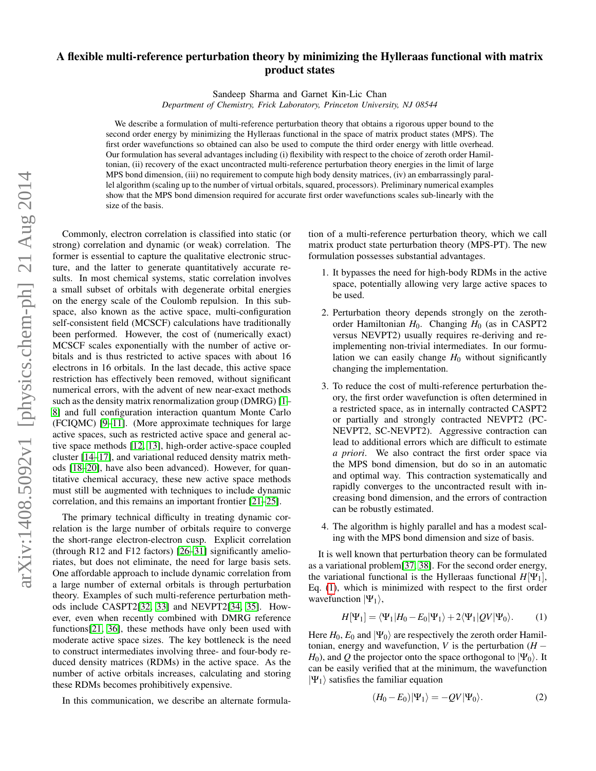// A flexible multi-reference perturbation theory by minimizing the Hylleraas functional with matrix product states

Sandeep Sharma and Garnet Kin-Lic Chan

*Department of Chemistry, Frick Laboratory, Princeton University, NJ 08544*

We describe a formulation of multi-reference perturbation theory that obtains a rigorous upper bound to the second order energy by minimizing the Hylleraas functional in the space of matrix product states (MPS). The first order wavefunctions so obtained can also be used to compute the third order energy with little overhead. Our formulation has several advantages including (i) flexibility with respect to the choice of zeroth order Hamiltonian, (ii) recovery of the exact uncontracted multi-reference perturbation theory energies in the limit of large MPS bond dimension, (iii) no requirement to compute high body density matrices, (iv) an embarrassingly parallel algorithm (scaling up to the number of virtual orbitals, squared, processors). Preliminary numerical examples show that the MPS bond dimension required for accurate first order wavefunctions scales sub-linearly with the size of the basis.

Commonly, electron correlation is classified into static (or strong) correlation and dynamic (or weak) correlation. The former is essential to capture the qualitative electronic structure, and the latter to generate quantitatively accurate results. In most chemical systems, static correlation involves a small subset of orbitals with degenerate orbital energies on the energy scale of the Coulomb repulsion. In this subspace, also known as the active space, multi-configuration self-consistent field (MCSCF) calculations have traditionally been performed. However, the cost of (numerically exact) MCSCF scales exponentially with the number of active orbitals and is thus restricted to active spaces with about 16 electrons in 16 orbitals. In the last decade, this active space restriction has effectively been removed, without significant numerical errors, with the advent of new near-exact methods such as the density matrix renormalization group (DMRG) [1–8] and full configuration interaction quantum Monte Carlo (FCIQMC) [9–11]. (More approximate techniques for large active spaces, such as restricted active space and general active space methods [12, 13], high-order active-space coupled cluster [14–17], and variational reduced density matrix methods [18–20], have also been advanced). However, for quantitative chemical accuracy, these new active space methods must still be augmented with techniques to include dynamic correlation, and this remains an important frontier [21–25].

The primary technical difficulty in treating dynamic correlation is the large number of orbitals require to converge the short-range electron-electron cusp. Explicit correlation (through R12 and F12 factors) [26–31] significantly ameliorates, but does not eliminate, the need for large basis sets. One affordable approach to include dynamic correlation from a large number of external orbitals is through perturbation theory. Examples of such multi-reference perturbation methods include CASPT2[32, 33] and NEVPT2[34, 35]. However, even when recently combined with DMRG reference functions[21, 36], these methods have only been used with moderate active space sizes. The key bottleneck is the need to construct intermediates involving three- and four-body reduced density matrices (RDMs) in the active space. As the number of active orbitals increases, calculating and storing these RDMs becomes prohibitively expensive.

In this communication, we describe an alternate formulation of a multi-reference perturbation theory, which we call matrix product state perturbation theory (MPS-PT). The new formulation possesses substantial advantages.

1. It bypasses the need for high-body RDMs in the active space, potentially allowing very large active spaces to be used.
2. Perturbation theory depends strongly on the zeroth-order Hamiltonian $H_0$. Changing $H_0$ (as in CASPT2 versus NEVPT2) usually requires re-deriving and re-implementing non-trivial intermediates. In our formulation we can easily change $H_0$ without significantly changing the implementation.
3. To reduce the cost of multi-reference perturbation theory, the first order wavefunction is often determined in a restricted space, as in internally contracted CASPT2 or partially and strongly contracted NEVPT2 (PC-NEVPT2, SC-NEVPT2). Aggressive contraction can lead to additional errors which are difficult to estimate *a priori*. We also contract the first order space via the MPS bond dimension, but do so in an automatic and optimal way. This contraction systematically and rapidly converges to the uncontracted result with increasing bond dimension, and the errors of contraction can be robustly estimated.
4. The algorithm is highly parallel and has a modest scaling with the MPS bond dimension and size of basis.

It is well known that perturbation theory can be formulated as a variational problem[37, 38]. For the second order energy, the variational functional is the Hylleraas functional $H[\Psi_1]$, Eq. (1), which is minimized with respect to the first order wavefunction $|\Psi_1\rangle$,

$$H[\Psi_1] = \langle\Psi_1|H_0 - E_0|\Psi_1\rangle + 2\langle\Psi_1|QV|\Psi_0\rangle. \tag{1}$$

Here $H_0$, $E_0$ and $|\Psi_0\rangle$ are respectively the zeroth order Hamiltonian, energy and wavefunction, $V$ is the perturbation ($H - H_0$), and $Q$ the projector onto the space orthogonal to $|\Psi_0\rangle$. It can be easily verified that at the minimum, the wavefunction $|\Psi_1\rangle$ satisfies the familiar equation

$$(H_0 - E_0)|\Psi_1\rangle = -QV|\Psi_0\rangle. \tag{2}$$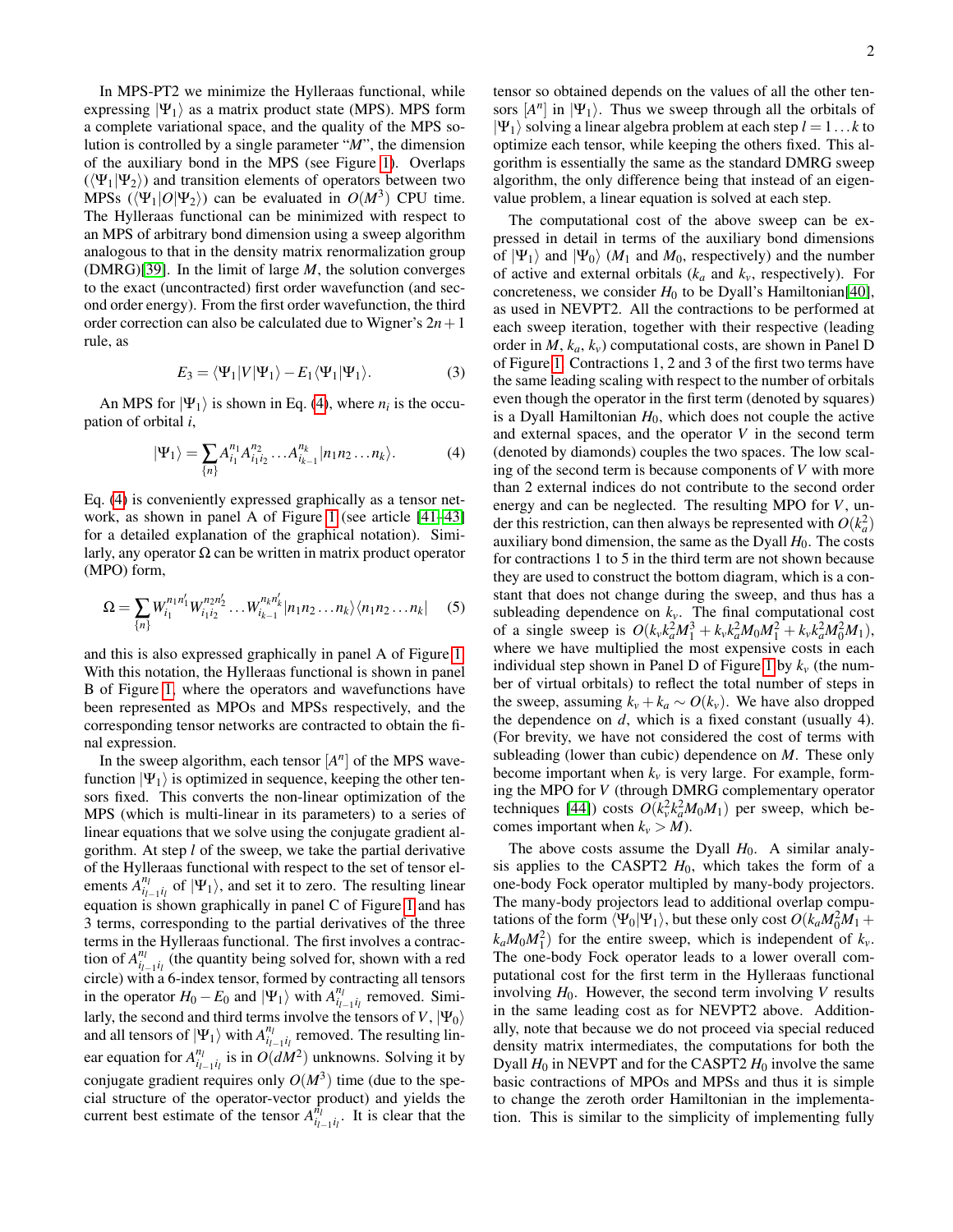In MPS-PT2 we minimize the Hylleraas functional, while expressing $|\Psi_1\rangle$ as a matrix product state (MPS). MPS form a complete variational space, and the quality of the MPS solution is controlled by a single parameter "$M$", the dimension of the auxiliary bond in the MPS (see Figure 1). Overlaps ($\langle\Psi_1|\Psi_2\rangle$) and transition elements of operators between two MPSs ($\langle\Psi_1|O|\Psi_2\rangle$) can be evaluated in $O(M^3)$ CPU time. The Hylleraas functional can be minimized with respect to an MPS of arbitrary bond dimension using a sweep algorithm analogous to that in the density matrix renormalization group (DMRG)[39]. In the limit of large $M$, the solution converges to the exact (uncontracted) first order wavefunction (and second order energy). From the first order wavefunction, the third order correction can also be calculated due to Wigner's $2n+1$ rule, as

$$E_3 = \langle\Psi_1|V|\Psi_1\rangle - E_1\langle\Psi_1|\Psi_1\rangle. \tag{3}$$

An MPS for $|\Psi_1\rangle$ is shown in Eq. (4), where $n_i$ is the occupation of orbital $i$,

$$|\Psi_1\rangle = \sum_{\{n\}} A^{n_1}_{i_1} A^{n_2}_{i_1 i_2} \ldots A^{n_k}_{i_{k-1}} |n_1 n_2 \ldots n_k\rangle. \tag{4}$$

Eq. (4) is conveniently expressed graphically as a tensor network, as shown in panel A of Figure 1 (see article [41–43] for a detailed explanation of the graphical notation). Similarly, any operator $\Omega$ can be written in matrix product operator (MPO) form,

$$\Omega = \sum_{\{n\}} W^{n_1 n_1'}_{i_1} W^{n_2 n_2'}_{i_1 i_2} \ldots W^{n_k n_k'}_{i_{k-1}} |n_1 n_2 \ldots n_k\rangle\langle n_1 n_2 \ldots n_k| \tag{5}$$

and this is also expressed graphically in panel A of Figure 1. With this notation, the Hylleraas functional is shown in panel B of Figure 1, where the operators and wavefunctions have been represented as MPOs and MPSs respectively, and the corresponding tensor networks are contracted to obtain the final expression.

In the sweep algorithm, each tensor $[A^n]$ of the MPS wavefunction $|\Psi_1\rangle$ is optimized in sequence, keeping the other tensors fixed. This converts the non-linear optimization of the MPS (which is multi-linear in its parameters) to a series of linear equations that we solve using the conjugate gradient algorithm. At step $l$ of the sweep, we take the partial derivative of the Hylleraas functional with respect to the set of tensor elements $A^{n_l}_{i_{l-1}i_l}$ of $|\Psi_1\rangle$, and set it to zero. The resulting linear equation is shown graphically in panel C of Figure 1 and has 3 terms, corresponding to the partial derivatives of the three terms in the Hylleraas functional. The first involves a contraction of $A^{n_l}_{i_{l-1}i_l}$ (the quantity being solved for, shown with a red circle) with a 6-index tensor, formed by contracting all tensors in the operator $H_0 - E_0$ and $|\Psi_1\rangle$ with $A^{n_l}_{i_{l-1}i_l}$ removed. Similarly, the second and third terms involve the tensors of $V$, $|\Psi_0\rangle$ and all tensors of $|\Psi_1\rangle$ with $A^{n_l}_{i_{l-1}i_l}$ removed. The resulting linear equation for $A^{n_l}_{i_{l-1}i_l}$ is in $O(dM^2)$ unknowns. Solving it by conjugate gradient requires only $O(M^3)$ time (due to the special structure of the operator-vector product) and yields the current best estimate of the tensor $A^{n_l}_{i_{l-1}i_l}$. It is clear that the tensor so obtained depends on the values of all the other tensors $[A^n]$ in $|\Psi_1\rangle$. Thus we sweep through all the orbitals of $|\Psi_1\rangle$ solving a linear algebra problem at each step $l = 1\ldots k$ to optimize each tensor, while keeping the others fixed. This algorithm is essentially the same as the standard DMRG sweep algorithm, the only difference being that instead of an eigenvalue problem, a linear equation is solved at each step.

The computational cost of the above sweep can be expressed in detail in terms of the auxiliary bond dimensions of $|\Psi_1\rangle$ and $|\Psi_0\rangle$ ($M_1$ and $M_0$, respectively) and the number of active and external orbitals ($k_a$ and $k_v$, respectively). For concreteness, we consider $H_0$ to be Dyall's Hamiltonian[40], as used in NEVPT2. All the contractions to be performed at each sweep iteration, together with their respective (leading order in $M$, $k_a$, $k_v$) computational costs, are shown in Panel D of Figure 1. Contractions 1, 2 and 3 of the first two terms have the same leading scaling with respect to the number of orbitals even though the operator in the first term (denoted by squares) is a Dyall Hamiltonian $H_0$, which does not couple the active and external spaces, and the operator $V$ in the second term (denoted by diamonds) couples the two spaces. The low scaling of the second term is because components of $V$ with more than 2 external indices do not contribute to the second order energy and can be neglected. The resulting MPO for $V$, under this restriction, can then always be represented with $O(k_a^2)$ auxiliary bond dimension, the same as the Dyall $H_0$. The costs for contractions 1 to 5 in the third term are not shown because they are used to construct the bottom diagram, which is a constant that does not change during the sweep, and thus has a subleading dependence on $k_v$. The final computational cost of a single sweep is $O(k_v k_a^2 M_1^3 + k_v k_a^2 M_0 M_1^2 + k_v k_a^2 M_0^2 M_1)$, where we have multiplied the most expensive costs in each individual step shown in Panel D of Figure 1 by $k_v$ (the number of virtual orbitals) to reflect the total number of steps in the sweep, assuming $k_v + k_a \sim O(k_v)$. We have also dropped the dependence on $d$, which is a fixed constant (usually 4). (For brevity, we have not considered the cost of terms with subleading (lower than cubic) dependence on $M$. These only become important when $k_v$ is very large. For example, forming the MPO for $V$ (through DMRG complementary operator techniques [44]) costs $O(k_v^2 k_a^2 M_0 M_1)$ per sweep, which becomes important when $k_v > M$).

The above costs assume the Dyall $H_0$. A similar analysis applies to the CASPT2 $H_0$, which takes the form of a one-body Fock operator multipled by many-body projectors. The many-body projectors lead to additional overlap computations of the form $\langle\Psi_0|\Psi_1\rangle$, but these only cost $O(k_a M_0^2 M_1 + k_a M_0 M_1^2)$ for the entire sweep, which is independent of $k_v$. The one-body Fock operator leads to a lower overall computational cost for the first term in the Hylleraas functional involving $H_0$. However, the second term involving $V$ results in the same leading cost as for NEVPT2 above. Additionally, note that because we do not proceed via special reduced density matrix intermediates, the computations for both the Dyall $H_0$ in NEVPT and for the CASPT2 $H_0$ involve the same basic contractions of MPOs and MPSs and thus it is simple to change the zeroth order Hamiltonian in the implementation. This is similar to the simplicity of implementing fully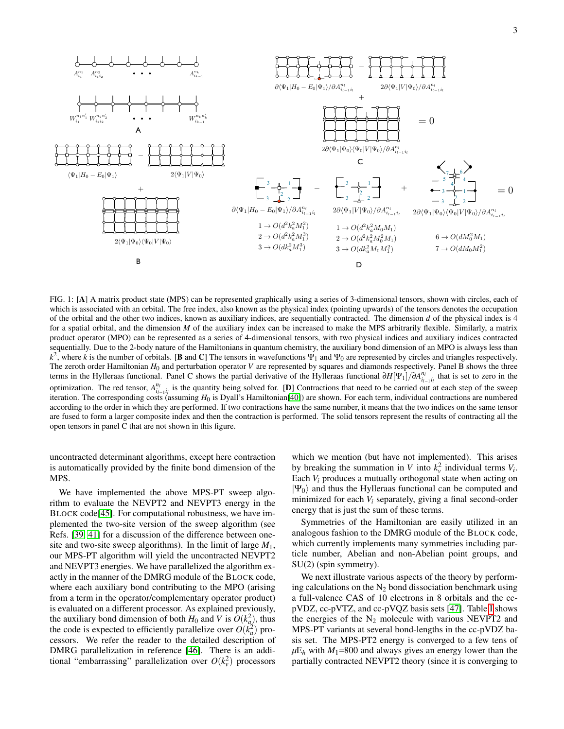FIG. 1: [**A**] A matrix product state (MPS) can be represented graphically using a series of 3-dimensional tensors, shown with circles, each of which is associated with an orbital. The free index, also known as the physical index (pointing upwards) of the tensors denotes the occupation of the orbital and the other two indices, known as auxiliary indices, are sequentially contracted. The dimension $d$ of the physical index is 4 for a spatial orbital, and the dimension $M$ of the auxiliary index can be increased to make the MPS arbitrarily flexible. Similarly, a matrix product operator (MPO) can be represented as a series of 4-dimensional tensors, with two physical indices and auxiliary indices contracted sequentially. Due to the 2-body nature of the Hamiltonians in quantum chemistry, the auxiliary bond dimension of an MPO is always less than $k^2$, where $k$ is the number of orbitals. [**B** and **C**] The tensors in wavefunctions $\Psi_1$ and $\Psi_0$ are represented by circles and triangles respectively. The zeroth order Hamiltonian $H_0$ and perturbation operator $V$ are represented by squares and diamonds respectively. Panel B shows the three terms in the Hylleraas functional. Panel C shows the partial derivative of the Hylleraas functional $\partial H[\Psi_1]/\partial A^{n_l}_{i_{l-1}i_l}$ that is set to zero in the optimization. The red tensor, $A^{n_l}_{i_{l-1}i_l}$ is the quantity being solved for. [**D**] Contractions that need to be carried out at each step of the sweep iteration. The corresponding costs (assuming $H_0$ is Dyall's Hamiltonian[40]) are shown. For each term, individual contractions are numbered according to the order in which they are performed. If two contractions have the same number, it means that the two indices on the same tensor are fused to form a larger composite index and then the contraction is performed. The solid tensors represent the results of contracting all the open tensors in panel C that are not shown in this figure.

uncontracted determinant algorithms, except here contraction is automatically provided by the finite bond dimension of the MPS.

We have implemented the above MPS-PT sweep algorithm to evaluate the NEVPT2 and NEVPT3 energy in the BLOCK code[45]. For computational robustness, we have implemented the two-site version of the sweep algorithm (see Refs. [39, 41] for a discussion of the difference between one-site and two-site sweep algorithms). In the limit of large $M_1$, our MPS-PT algorithm will yield the uncontracted NEVPT2 and NEVPT3 energies. We have parallelized the algorithm exactly in the manner of the DMRG module of the BLOCK code, where each auxiliary bond contributing to the MPO (arising from a term in the operator/complementary operator product) is evaluated on a different processor. As explained previously, the auxiliary bond dimension of both $H_0$ and $V$ is $O(k_a^2)$, thus the code is expected to efficiently parallelize over $O(k_a^2)$ processors. We refer the reader to the detailed description of DMRG parallelization in reference [46]. There is an additional "embarrassing" parallelization over $O(k_v^2)$ processors which we mention (but have not implemented). This arises by breaking the summation in $V$ into $k_v^2$ individual terms $V_i$. Each $V_i$ produces a mutually orthogonal state when acting on $|\Psi_0\rangle$ and thus the Hylleraas functional can be computed and minimized for each $V_i$ separately, giving a final second-order energy that is just the sum of these terms.

Symmetries of the Hamiltonian are easily utilized in an analogous fashion to the DMRG module of the BLOCK code, which currently implements many symmetries including particle number, Abelian and non-Abelian point groups, and SU(2) (spin symmetry).

We next illustrate various aspects of the theory by performing calculations on the $N_2$ bond dissociation benchmark using a full-valence CAS of 10 electrons in 8 orbitals and the cc-pVDZ, cc-pVTZ, and cc-pVQZ basis sets [47]. Table I shows the energies of the $N_2$ molecule with various NEVPT2 and MPS-PT variants at several bond-lengths in the cc-pVDZ basis set. The MPS-PT2 energy is converged to a few tens of $\mu E_h$ with $M_1$=800 and always gives an energy lower than the partially contracted NEVPT2 theory (since it is converging to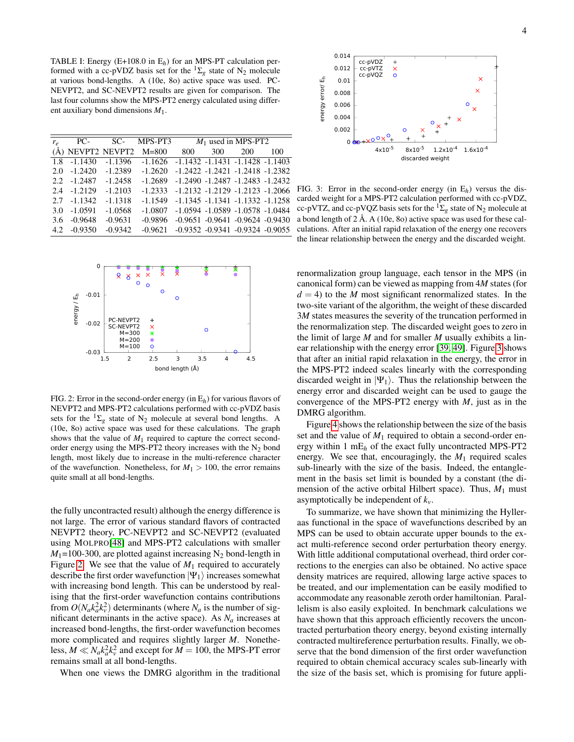TABLE I: Energy (E+108.0 in $E_h$) for an MPS-PT calculation performed with a cc-pVDZ basis set for the $^1\Sigma_g$ state of $N_2$ molecule at various bond-lengths. A (10e, 8o) active space was used. PC-NEVPT2, and SC-NEVPT2 results are given for comparison. The last four columns show the MPS-PT2 energy calculated using different auxiliary bond dimensions $M_1$.

| $r_e$ | PC- | SC- | MPS-PT3 | $M_1$ used in MPS-PT2 | | | |
|---|---|---|---|---|---|---|---|
| (Å) | NEVPT2 | NEVPT2 | M=800 | 800 | 300 | 200 | 100 |
| 1.8 | -1.1430 | -1.1396 | -1.1626 | -1.1432 | -1.1431 | -1.1428 | -1.1403 |
| 2.0 | -1.2420 | -1.2389 | -1.2620 | -1.2422 | -1.2421 | -1.2418 | -1.2382 |
| 2.2 | -1.2487 | -1.2458 | -1.2689 | -1.2490 | -1.2487 | -1.2483 | -1.2432 |
| 2.4 | -1.2129 | -1.2103 | -1.2333 | -1.2132 | -1.2129 | -1.2123 | -1.2066 |
| 2.7 | -1.1342 | -1.1318 | -1.1549 | -1.1345 | -1.1341 | -1.1332 | -1.1258 |
| 3.0 | -1.0591 | -1.0568 | -1.0807 | -1.0594 | -1.0589 | -1.0578 | -1.0484 |
| 3.6 | -0.9648 | -0.9631 | -0.9896 | -0.9651 | -0.9641 | -0.9624 | -0.9430 |
| 4.2 | -0.9350 | -0.9342 | -0.9621 | -0.9352 | -0.9341 | -0.9324 | -0.9055 |

FIG. 2: Error in the second-order energy (in $E_h$) for various flavors of NEVPT2 and MPS-PT2 calculations performed with cc-pVDZ basis sets for the $^1\Sigma_g$ state of $N_2$ molecule at several bond lengths. A (10e, 8o) active space was used for these calculations. The graph shows that the value of $M_1$ required to capture the correct second-order energy using the MPS-PT2 theory increases with the $N_2$ bond length, most likely due to increase in the multi-reference character of the wavefunction. Nonetheless, for $M_1 > 100$, the error remains quite small at all bond-lengths.

the fully uncontracted result) although the energy difference is not large. The error of various standard flavors of contracted NEVPT2 theory, PC-NEVPT2 and SC-NEVPT2 (evaluated using MOLPRO[48]) and MPS-PT2 calculations with smaller $M_1$=100-300, are plotted against increasing $N_2$ bond-length in Figure 2. We see that the value of $M_1$ required to accurately describe the first order wavefunction $|\Psi_1\rangle$ increases somewhat with increasing bond length. This can be understood by realising that the first-order wavefunction contains contributions from $O(N_a k_a^2 k_v^2)$ determinants (where $N_a$ is the number of significant determinants in the active space). As $N_a$ increases at increased bond-lengths, the first-order wavefunction becomes more complicated and requires slightly larger $M$. Nonetheless, $M \ll N_a k_a^2 k_v^2$ and except for $M = 100$, the MPS-PT error remains small at all bond-lengths.

When one views the DMRG algorithm in the traditional renormalization group language, each tensor in the MPS (in canonical form) can be viewed as mapping from $4M$ states (for $d = 4$) to the $M$ most significant renormalized states. In the two-site variant of the algorithm, the weight of these discarded $3M$ states measures the severity of the truncation performed in the renormalization step. The discarded weight goes to zero in the limit of large $M$ and for smaller $M$ usually exhibits a linear relationship with the energy error [39, 49]. Figure 3 shows that after an initial rapid relaxation in the energy, the error in the MPS-PT2 indeed scales linearly with the corresponding discarded weight in $|\Psi_1\rangle$. Thus the relationship between the energy error and discarded weight can be used to gauge the convergence of the MPS-PT2 energy with $M$, just as in the DMRG algorithm.

FIG. 3: Error in the second-order energy (in $E_h$) versus the discarded weight for a MPS-PT2 calculation performed with cc-pVDZ, cc-pVTZ, and cc-pVQZ basis sets for the $^1\Sigma_g$ state of $N_2$ molecule at a bond length of 2 Å. A (10e, 8o) active space was used for these calculations. After an initial rapid relaxation of the energy one recovers the linear relationship between the energy and the discarded weight.

Figure 4 shows the relationship between the size of the basis set and the value of $M_1$ required to obtain a second-order energy within 1 m$E_h$ of the exact fully uncontracted MPS-PT2 energy. We see that, encouragingly, the $M_1$ required scales sub-linearly with the size of the basis. Indeed, the entanglement in the basis set limit is bounded by a constant (the dimension of the active orbital Hilbert space). Thus, $M_1$ must asymptotically be independent of $k_v$.

To summarize, we have shown that minimizing the Hylleraas functional in the space of wavefunctions described by an MPS can be used to obtain accurate upper bounds to the exact multi-reference second order perturbation theory energy. With little additional computational overhead, third order corrections to the energies can also be obtained. No active space density matrices are required, allowing large active spaces to be treated, and our implementation can be easily modified to accommodate any reasonable zeroth order hamiltonian. Parallelism is also easily exploited. In benchmark calculations we have shown that this approach efficiently recovers the uncontracted perturbation theory energy, beyond existing internally contracted multireference perturbation results. Finally, we observe that the bond dimension of the first order wavefunction required to obtain chemical accuracy scales sub-linearly with the size of the basis set, which is promising for future appli-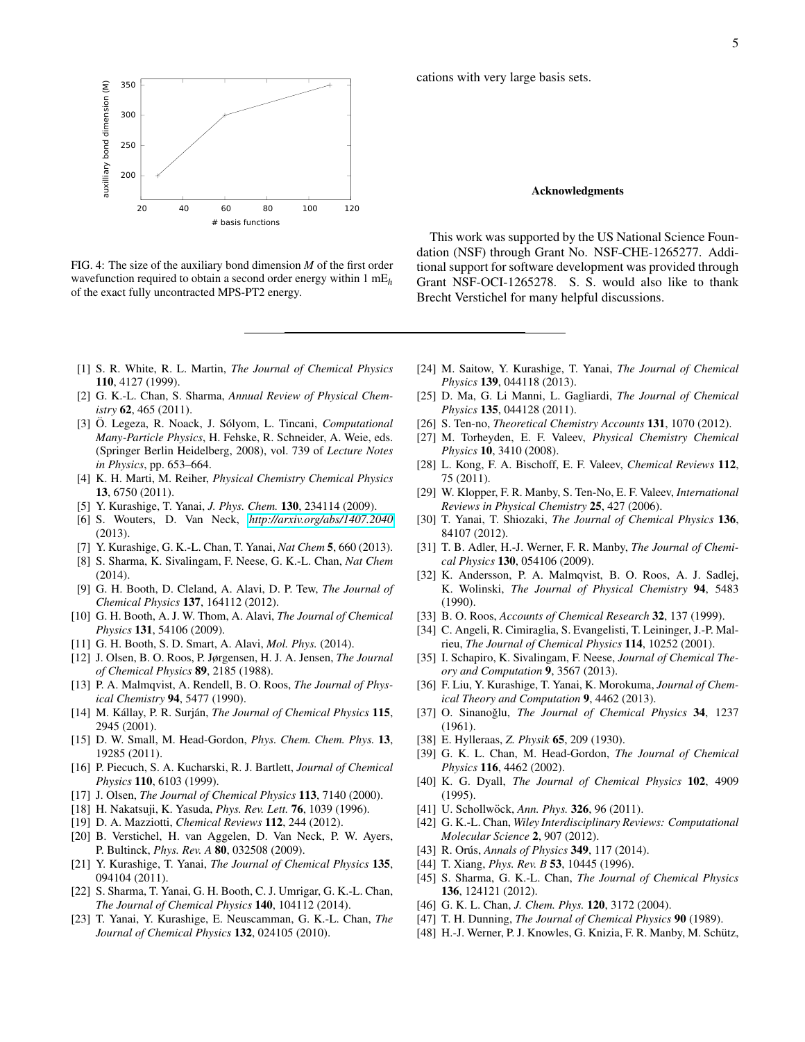FIG. 4: The size of the auxiliary bond dimension $M$ of the first order wavefunction required to obtain a second order energy within 1 m$E_h$ of the exact fully uncontracted MPS-PT2 energy.

cations with very large basis sets.

### Acknowledgments

This work was supported by the US National Science Foundation (NSF) through Grant No. NSF-CHE-1265277. Additional support for software development was provided through Grant NSF-OCI-1265278. S. S. would also like to thank Brecht Verstichel for many helpful discussions.

---

[1] S. R. White, R. L. Martin, *The Journal of Chemical Physics* **110**, 4127 (1999).
[2] G. K.-L. Chan, S. Sharma, *Annual Review of Physical Chemistry* **62**, 465 (2011).
[3] Ö. Legeza, R. Noack, J. Sólyom, L. Tincani, *Computational Many-Particle Physics*, H. Fehske, R. Schneider, A. Weie, eds. (Springer Berlin Heidelberg, 2008), vol. 739 of *Lecture Notes in Physics*, pp. 653–664.
[4] K. H. Marti, M. Reiher, *Physical Chemistry Chemical Physics* **13**, 6750 (2011).
[5] Y. Kurashige, T. Yanai, *J. Phys. Chem.* **130**, 234114 (2009).
[6] S. Wouters, D. Van Neck, *http://arxiv.org/abs/1407.2040* (2013).
[7] Y. Kurashige, G. K.-L. Chan, T. Yanai, *Nat Chem* **5**, 660 (2013).
[8] S. Sharma, K. Sivalingam, F. Neese, G. K.-L. Chan, *Nat Chem* (2014).
[9] G. H. Booth, D. Cleland, A. Alavi, D. P. Tew, *The Journal of Chemical Physics* **137**, 164112 (2012).
[10] G. H. Booth, A. J. W. Thom, A. Alavi, *The Journal of Chemical Physics* **131**, 54106 (2009).
[11] G. H. Booth, S. D. Smart, A. Alavi, *Mol. Phys.* (2014).
[12] J. Olsen, B. O. Roos, P. Jørgensen, H. J. A. Jensen, *The Journal of Chemical Physics* **89**, 2185 (1988).
[13] P. A. Malmqvist, A. Rendell, B. O. Roos, *The Journal of Physical Chemistry* **94**, 5477 (1990).
[14] M. Kállay, P. R. Surján, *The Journal of Chemical Physics* **115**, 2945 (2001).
[15] D. W. Small, M. Head-Gordon, *Phys. Chem. Chem. Phys.* **13**, 19285 (2011).
[16] P. Piecuch, S. A. Kucharski, R. J. Bartlett, *Journal of Chemical Physics* **110**, 6103 (1999).
[17] J. Olsen, *The Journal of Chemical Physics* **113**, 7140 (2000).
[18] H. Nakatsuji, K. Yasuda, *Phys. Rev. Lett.* **76**, 1039 (1996).
[19] D. A. Mazziotti, *Chemical Reviews* **112**, 244 (2012).
[20] B. Verstichel, H. van Aggelen, D. Van Neck, P. W. Ayers, P. Bultinck, *Phys. Rev. A* **80**, 032508 (2009).
[21] Y. Kurashige, T. Yanai, *The Journal of Chemical Physics* **135**, 094104 (2011).
[22] S. Sharma, T. Yanai, G. H. Booth, C. J. Umrigar, G. K.-L. Chan, *The Journal of Chemical Physics* **140**, 104112 (2014).
[23] T. Yanai, Y. Kurashige, E. Neuscamman, G. K.-L. Chan, *The Journal of Chemical Physics* **132**, 024105 (2010).
[24] M. Saitow, Y. Kurashige, T. Yanai, *The Journal of Chemical Physics* **139**, 044118 (2013).
[25] D. Ma, G. Li Manni, L. Gagliardi, *The Journal of Chemical Physics* **135**, 044128 (2011).
[26] S. Ten-no, *Theoretical Chemistry Accounts* **131**, 1070 (2012).
[27] M. Torheyden, E. F. Valeev, *Physical Chemistry Chemical Physics* **10**, 3410 (2008).
[28] L. Kong, F. A. Bischoff, E. F. Valeev, *Chemical Reviews* **112**, 75 (2011).
[29] W. Klopper, F. R. Manby, S. Ten-No, E. F. Valeev, *International Reviews in Physical Chemistry* **25**, 427 (2006).
[30] T. Yanai, T. Shiozaki, *The Journal of Chemical Physics* **136**, 84107 (2012).
[31] T. B. Adler, H.-J. Werner, F. R. Manby, *The Journal of Chemical Physics* **130**, 054106 (2009).
[32] K. Andersson, P. A. Malmqvist, B. O. Roos, A. J. Sadlej, K. Wolinski, *The Journal of Physical Chemistry* **94**, 5483 (1990).
[33] B. O. Roos, *Accounts of Chemical Research* **32**, 137 (1999).
[34] C. Angeli, R. Cimiraglia, S. Evangelisti, T. Leininger, J.-P. Malrieu, *The Journal of Chemical Physics* **114**, 10252 (2001).
[35] I. Schapiro, K. Sivalingam, F. Neese, *Journal of Chemical Theory and Computation* **9**, 3567 (2013).
[36] F. Liu, Y. Kurashige, T. Yanai, K. Morokuma, *Journal of Chemical Theory and Computation* **9**, 4462 (2013).
[37] O. Sinanoğlu, *The Journal of Chemical Physics* **34**, 1237 (1961).
[38] E. Hylleraas, *Z. Physik* **65**, 209 (1930).
[39] G. K. L. Chan, M. Head-Gordon, *The Journal of Chemical Physics* **116**, 4462 (2002).
[40] K. G. Dyall, *The Journal of Chemical Physics* **102**, 4909 (1995).
[41] U. Schollwöck, *Ann. Phys.* **326**, 96 (2011).
[42] G. K.-L. Chan, *Wiley Interdisciplinary Reviews: Computational Molecular Science* **2**, 907 (2012).
[43] R. Orús, *Annals of Physics* **349**, 117 (2014).
[44] T. Xiang, *Phys. Rev. B* **53**, 10445 (1996).
[45] S. Sharma, G. K.-L. Chan, *The Journal of Chemical Physics* **136**, 124121 (2012).
[46] G. K. L. Chan, *J. Chem. Phys.* **120**, 3172 (2004).
[47] T. H. Dunning, *The Journal of Chemical Physics* **90** (1989).
[48] H.-J. Werner, P. J. Knowles, G. Knizia, F. R. Manby, M. Schütz,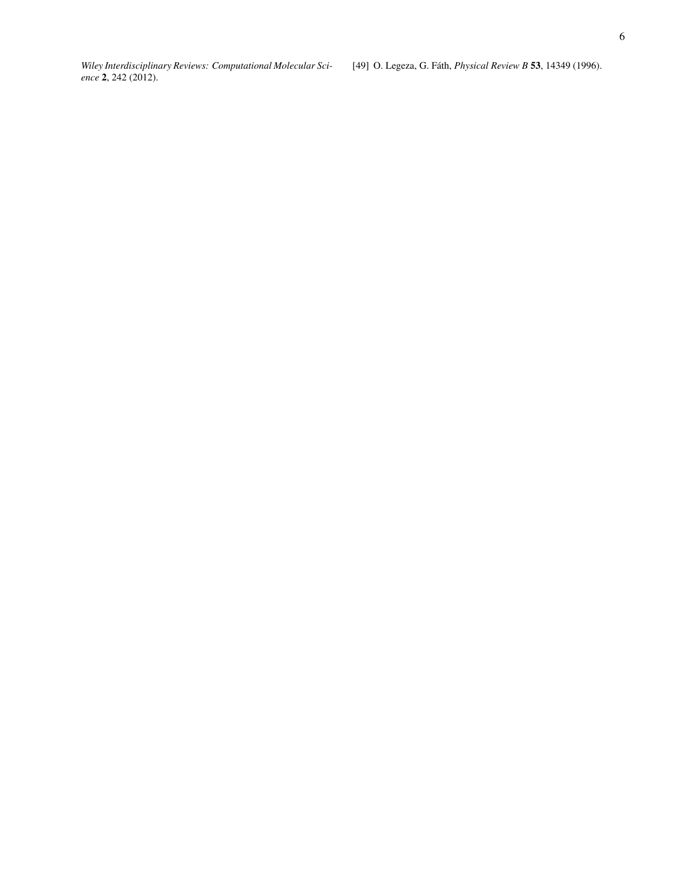*Wiley Interdisciplinary Reviews: Computational Molecular Science* **2**, 242 (2012).

[49] O. Legeza, G. Fáth, *Physical Review B* **53**, 14349 (1996).